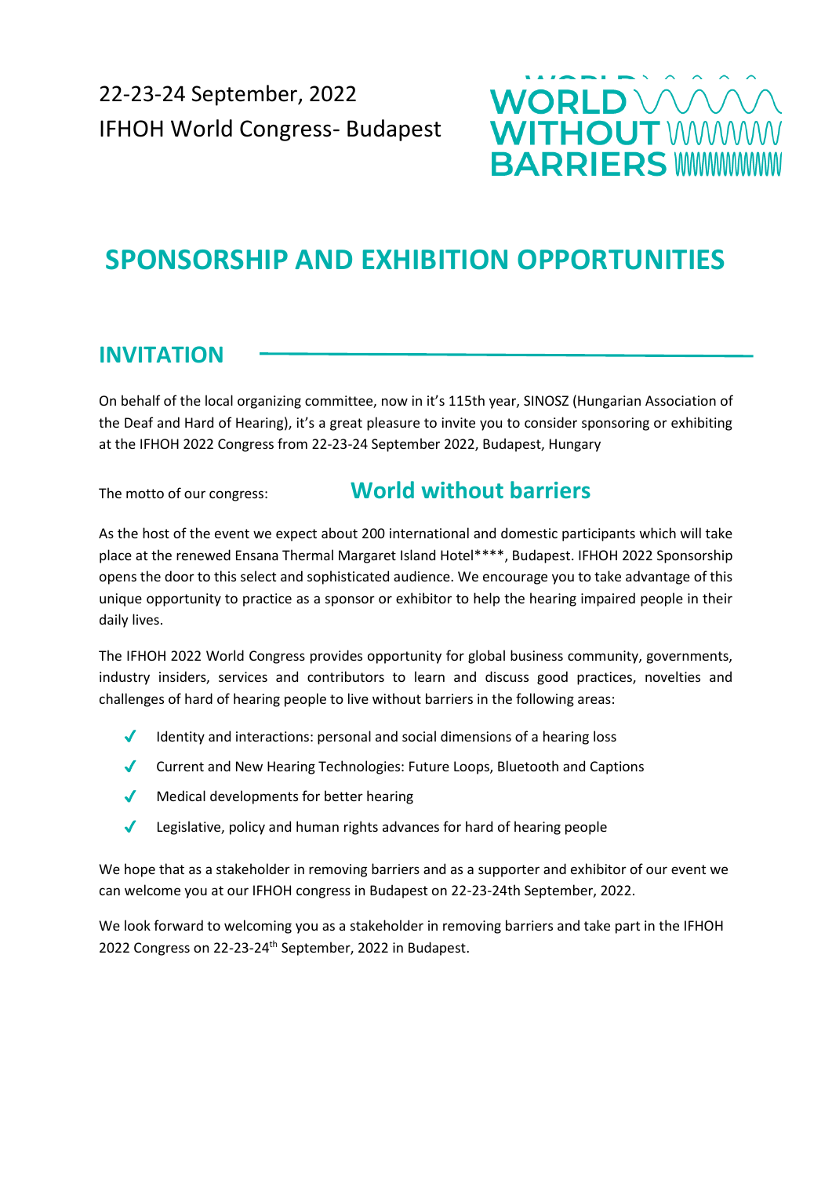22-23-24 September, 2022
IFHOH World Congress- Budapest

WORLD WITHOUT BARRIERS

# SPONSORSHIP AND EXHIBITION OPPORTUNITIES

## INVITATION

On behalf of the local organizing committee, now in it's 115th year, SINOSZ (Hungarian Association of the Deaf and Hard of Hearing), it's a great pleasure to invite you to consider sponsoring or exhibiting at the IFHOH 2022 Congress from 22-23-24 September 2022, Budapest, Hungary

The motto of our congress: **World without barriers**

As the host of the event we expect about 200 international and domestic participants which will take place at the renewed Ensana Thermal Margaret Island Hotel****, Budapest. IFHOH 2022 Sponsorship opens the door to this select and sophisticated audience. We encourage you to take advantage of this unique opportunity to practice as a sponsor or exhibitor to help the hearing impaired people in their daily lives.

The IFHOH 2022 World Congress provides opportunity for global business community, governments, industry insiders, services and contributors to learn and discuss good practices, novelties and challenges of hard of hearing people to live without barriers in the following areas:

- Identity and interactions: personal and social dimensions of a hearing loss
- Current and New Hearing Technologies: Future Loops, Bluetooth and Captions
- Medical developments for better hearing
- Legislative, policy and human rights advances for hard of hearing people

We hope that as a stakeholder in removing barriers and as a supporter and exhibitor of our event we can welcome you at our IFHOH congress in Budapest on 22-23-24th September, 2022.

We look forward to welcoming you as a stakeholder in removing barriers and take part in the IFHOH 2022 Congress on 22-23-24th September, 2022 in Budapest.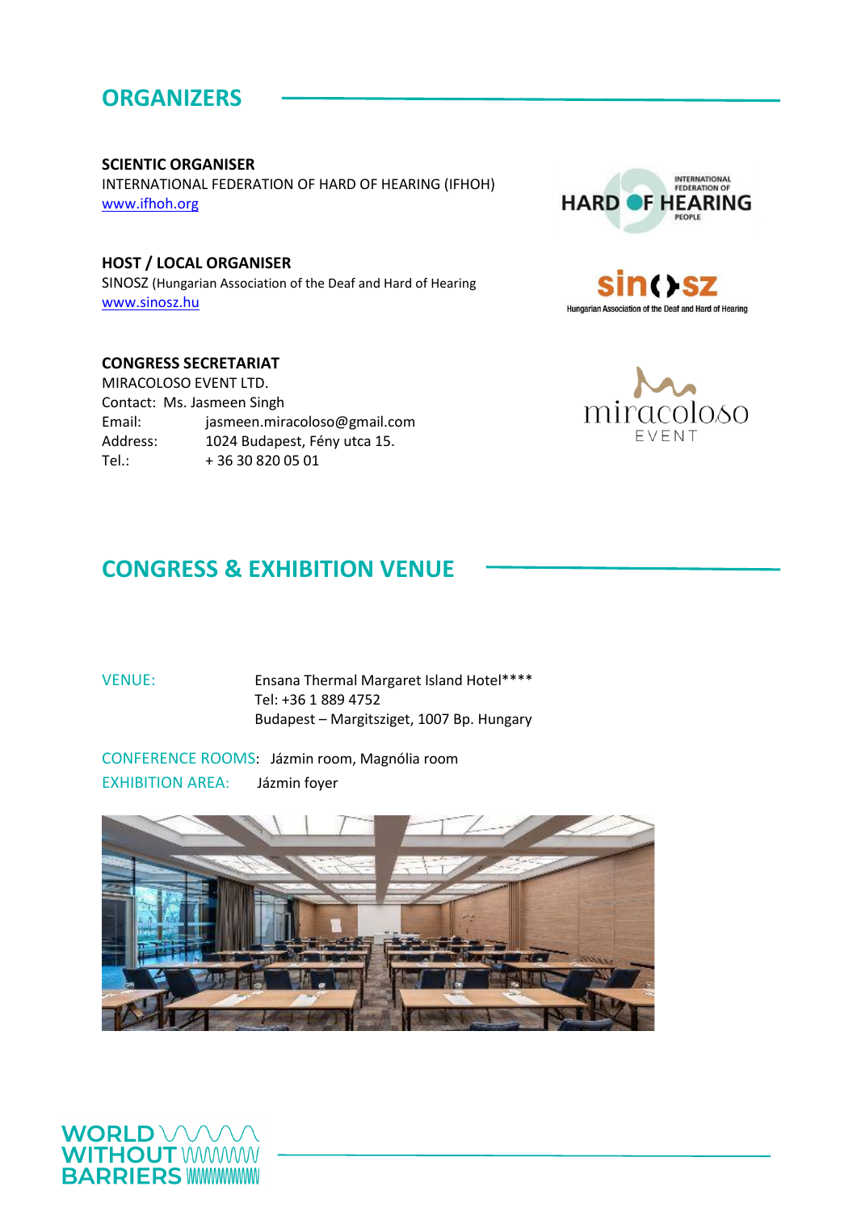## ORGANIZERS

**SCIENTIC ORGANISER**
INTERNATIONAL FEDERATION OF HARD OF HEARING (IFHOH)
www.ifhoh.org

**HOST / LOCAL ORGANISER**
SINOSZ (Hungarian Association of the Deaf and Hard of Hearing
www.sinosz.hu

**CONGRESS SECRETARIAT**
MIRACOLOSO EVENT LTD.
Contact: Ms. Jasmeen Singh
Email: jasmeen.miracoloso@gmail.com
Address: 1024 Budapest, Fény utca 15.
Tel.: + 36 30 820 05 01

## CONGRESS & EXHIBITION VENUE

VENUE: Ensana Thermal Margaret Island Hotel****
Tel: +36 1 889 4752
Budapest – Margitsziget, 1007 Bp. Hungary

CONFERENCE ROOMS: Jázmin room, Magnólia room
EXHIBITION AREA: Jázmin foyer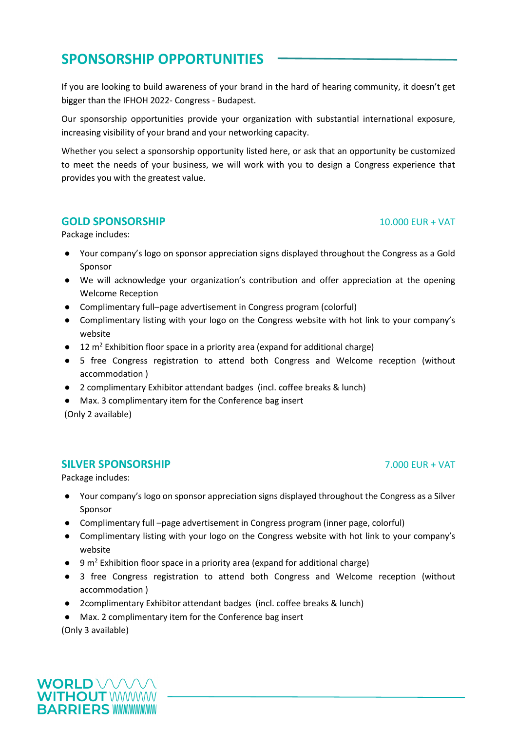# SPONSORSHIP OPPORTUNITIES

If you are looking to build awareness of your brand in the hard of hearing community, it doesn't get bigger than the IFHOH 2022- Congress - Budapest.

Our sponsorship opportunities provide your organization with substantial international exposure, increasing visibility of your brand and your networking capacity.

Whether you select a sponsorship opportunity listed here, or ask that an opportunity be customized to meet the needs of your business, we will work with you to design a Congress experience that provides you with the greatest value.

## GOLD SPONSORSHIP

10.000 EUR + VAT

Package includes:

- Your company's logo on sponsor appreciation signs displayed throughout the Congress as a Gold Sponsor
- We will acknowledge your organization's contribution and offer appreciation at the opening Welcome Reception
- Complimentary full–page advertisement in Congress program (colorful)
- Complimentary listing with your logo on the Congress website with hot link to your company's website
- 12 $m^2$ Exhibition floor space in a priority area (expand for additional charge)
- 5 free Congress registration to attend both Congress and Welcome reception (without accommodation )
- 2 complimentary Exhibitor attendant badges (incl. coffee breaks & lunch)
- Max. 3 complimentary item for the Conference bag insert

(Only 2 available)

## SILVER SPONSORSHIP

7.000 EUR + VAT

Package includes:

- Your company's logo on sponsor appreciation signs displayed throughout the Congress as a Silver Sponsor
- Complimentary full –page advertisement in Congress program (inner page, colorful)
- Complimentary listing with your logo on the Congress website with hot link to your company's website
- 9 $m^2$ Exhibition floor space in a priority area (expand for additional charge)
- 3 free Congress registration to attend both Congress and Welcome reception (without accommodation )
- 2complimentary Exhibitor attendant badges (incl. coffee breaks & lunch)
- Max. 2 complimentary item for the Conference bag insert

(Only 3 available)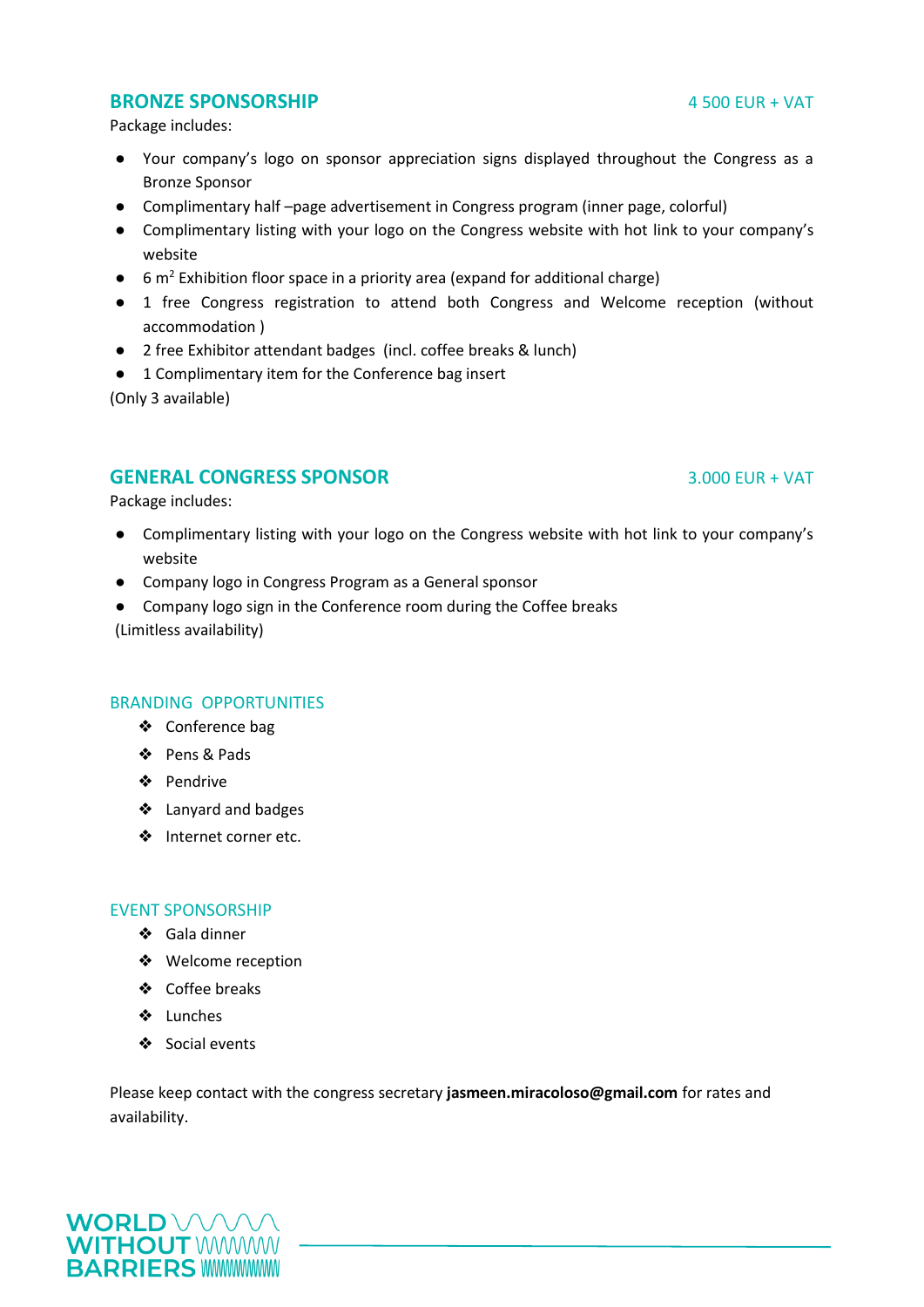## BRONZE SPONSORSHIP

4 500 EUR + VAT

Package includes:

- Your company's logo on sponsor appreciation signs displayed throughout the Congress as a Bronze Sponsor
- Complimentary half –page advertisement in Congress program (inner page, colorful)
- Complimentary listing with your logo on the Congress website with hot link to your company's website
- 6 $m^2$ Exhibition floor space in a priority area (expand for additional charge)
- 1 free Congress registration to attend both Congress and Welcome reception (without accommodation )
- 2 free Exhibitor attendant badges (incl. coffee breaks & lunch)
- 1 Complimentary item for the Conference bag insert

(Only 3 available)

## GENERAL CONGRESS SPONSOR

3.000 EUR + VAT

Package includes:

- Complimentary listing with your logo on the Congress website with hot link to your company's website
- Company logo in Congress Program as a General sponsor
- Company logo sign in the Conference room during the Coffee breaks

(Limitless availability)

## BRANDING OPPORTUNITIES

- Conference bag
- Pens & Pads
- Pendrive
- Lanyard and badges
- Internet corner etc.

## EVENT SPONSORSHIP

- Gala dinner
- Welcome reception
- Coffee breaks
- Lunches
- Social events

Please keep contact with the congress secretary **jasmeen.miracoloso@gmail.com** for rates and availability.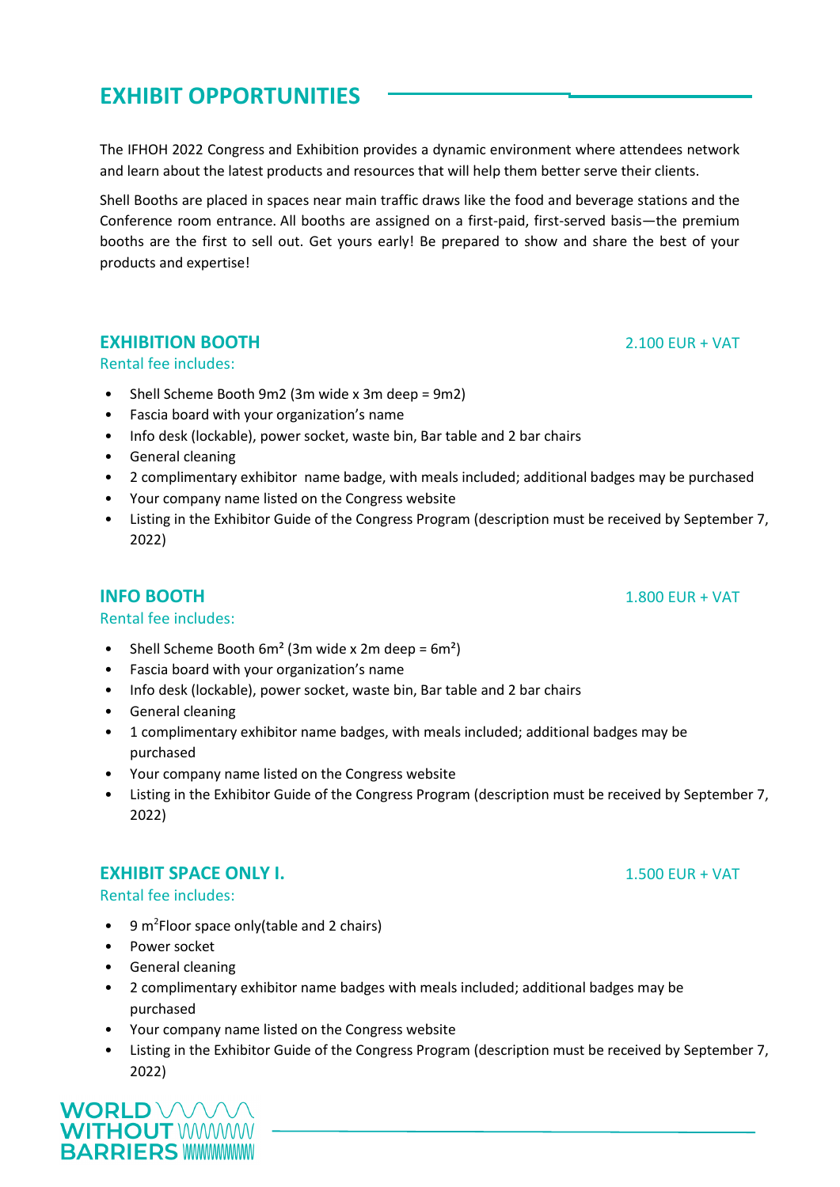# EXHIBIT OPPORTUNITIES

The IFHOH 2022 Congress and Exhibition provides a dynamic environment where attendees network and learn about the latest products and resources that will help them better serve their clients.

Shell Booths are placed in spaces near main traffic draws like the food and beverage stations and the Conference room entrance. All booths are assigned on a first-paid, first-served basis—the premium booths are the first to sell out. Get yours early! Be prepared to show and share the best of your products and expertise!

## EXHIBITION BOOTH — 2.100 EUR + VAT

Rental fee includes:

- Shell Scheme Booth 9m2 (3m wide x 3m deep = 9m2)
- Fascia board with your organization's name
- Info desk (lockable), power socket, waste bin, Bar table and 2 bar chairs
- General cleaning
- 2 complimentary exhibitor name badge, with meals included; additional badges may be purchased
- Your company name listed on the Congress website
- Listing in the Exhibitor Guide of the Congress Program (description must be received by September 7, 2022)

## INFO BOOTH — 1.800 EUR + VAT

Rental fee includes:

- Shell Scheme Booth 6m² (3m wide x 2m deep = 6m²)
- Fascia board with your organization's name
- Info desk (lockable), power socket, waste bin, Bar table and 2 bar chairs
- General cleaning
- 1 complimentary exhibitor name badges, with meals included; additional badges may be purchased
- Your company name listed on the Congress website
- Listing in the Exhibitor Guide of the Congress Program (description must be received by September 7, 2022)

## EXHIBIT SPACE ONLY I. — 1.500 EUR + VAT

Rental fee includes:

- 9 m² Floor space only(table and 2 chairs)
- Power socket
- General cleaning
- 2 complimentary exhibitor name badges with meals included; additional badges may be purchased
- Your company name listed on the Congress website
- Listing in the Exhibitor Guide of the Congress Program (description must be received by September 7, 2022)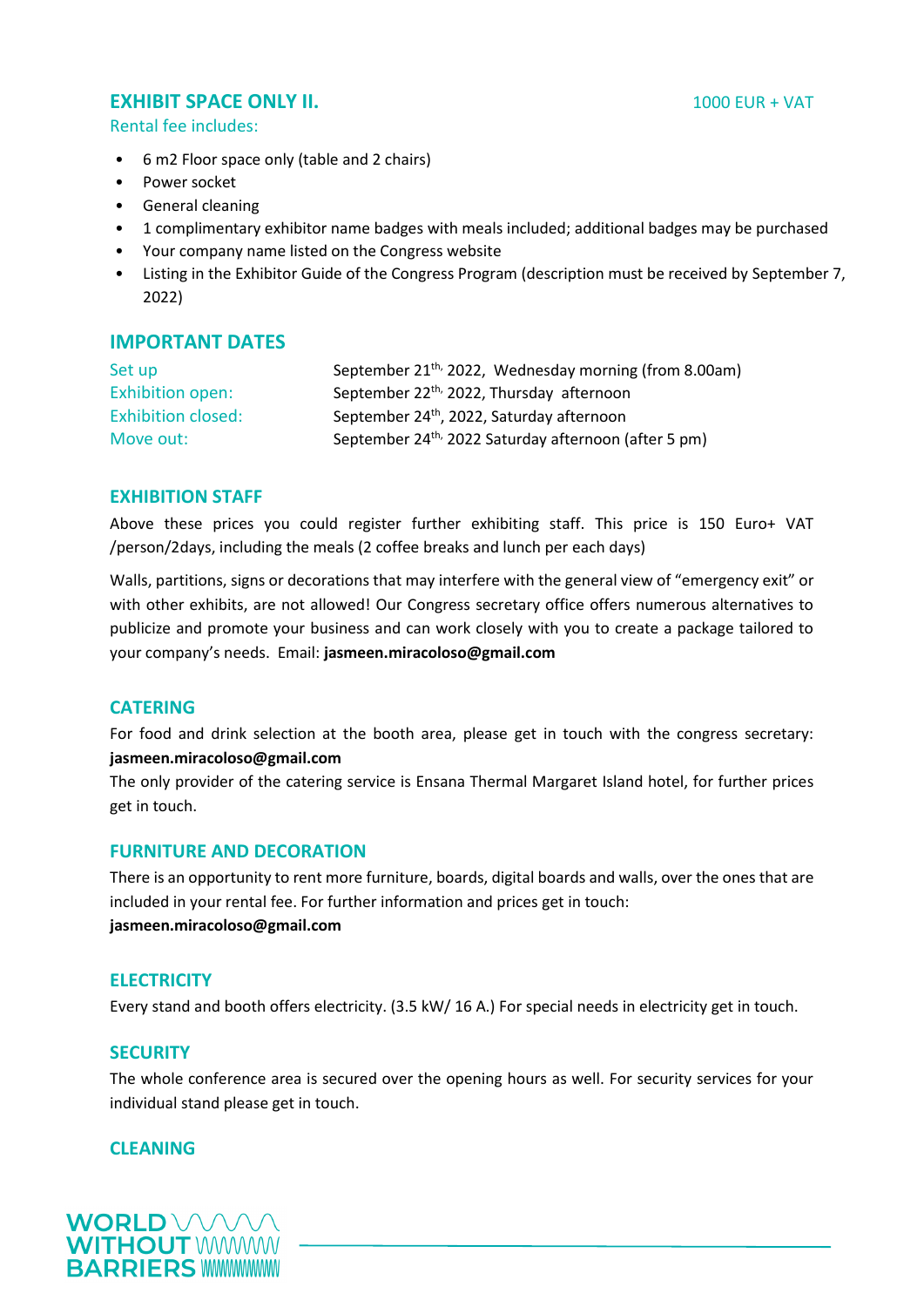## EXHIBIT SPACE ONLY II. 1000 EUR + VAT

Rental fee includes:

- 6 m2 Floor space only (table and 2 chairs)
- Power socket
- General cleaning
- 1 complimentary exhibitor name badges with meals included; additional badges may be purchased
- Your company name listed on the Congress website
- Listing in the Exhibitor Guide of the Congress Program (description must be received by September 7, 2022)

## IMPORTANT DATES

| | |
|---|---|
| Set up | September 21th, 2022, Wednesday morning (from 8.00am) |
| Exhibition open: | September 22th, 2022, Thursday afternoon |
| Exhibition closed: | September 24th, 2022, Saturday afternoon |
| Move out: | September 24th, 2022 Saturday afternoon (after 5 pm) |

## EXHIBITION STAFF

Above these prices you could register further exhibiting staff. This price is 150 Euro+ VAT /person/2days, including the meals (2 coffee breaks and lunch per each days)

Walls, partitions, signs or decorations that may interfere with the general view of “emergency exit” or with other exhibits, are not allowed! Our Congress secretary office offers numerous alternatives to publicize and promote your business and can work closely with you to create a package tailored to your company’s needs. Email: **jasmeen.miracoloso@gmail.com**

## CATERING

For food and drink selection at the booth area, please get in touch with the congress secretary: **jasmeen.miracoloso@gmail.com**

The only provider of the catering service is Ensana Thermal Margaret Island hotel, for further prices get in touch.

## FURNITURE AND DECORATION

There is an opportunity to rent more furniture, boards, digital boards and walls, over the ones that are included in your rental fee. For further information and prices get in touch: **jasmeen.miracoloso@gmail.com**

## ELECTRICITY

Every stand and booth offers electricity. (3.5 kW/ 16 A.) For special needs in electricity get in touch.

## SECURITY

The whole conference area is secured over the opening hours as well. For security services for your individual stand please get in touch.

## CLEANING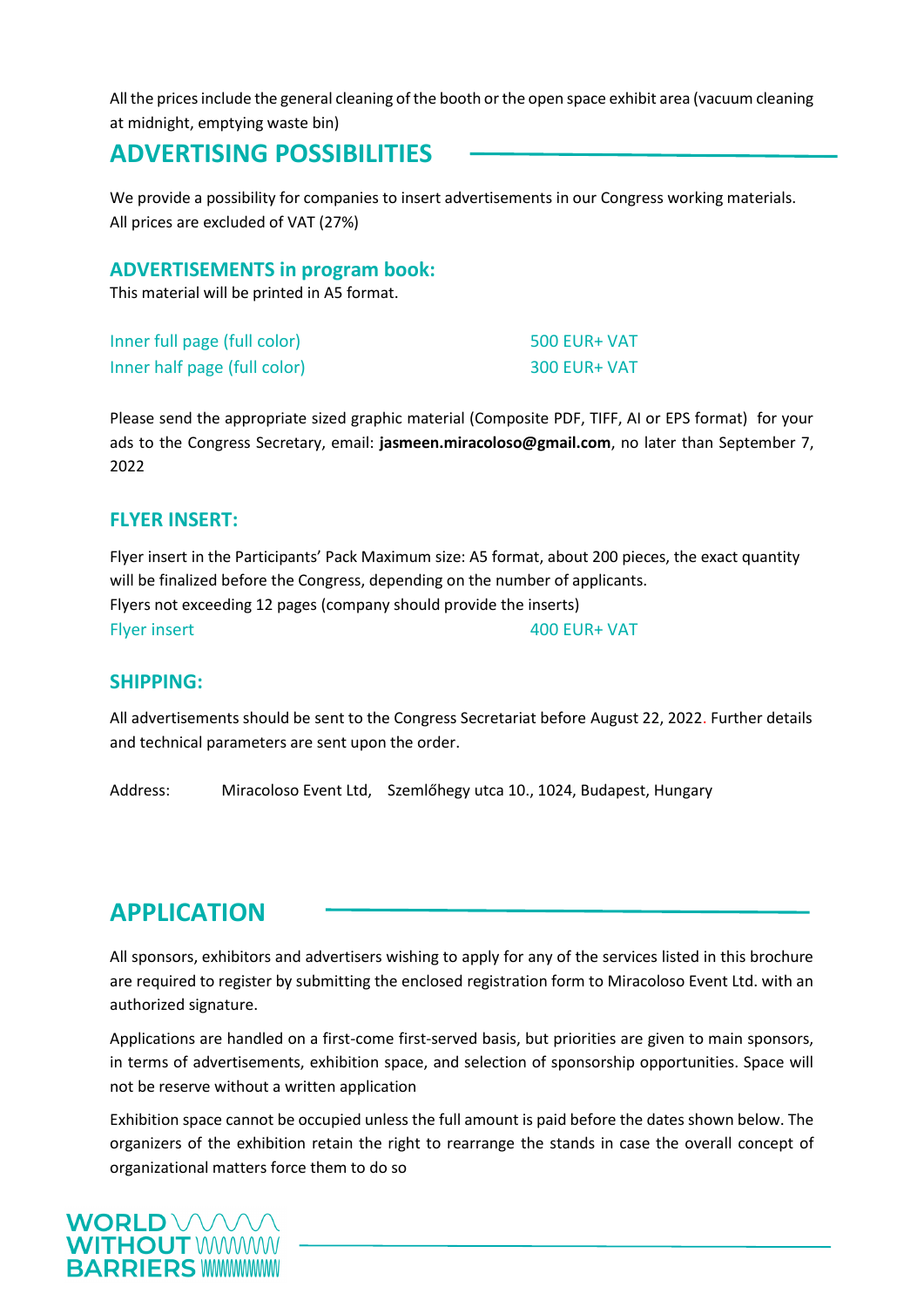All the prices include the general cleaning of the booth or the open space exhibit area (vacuum cleaning at midnight, emptying waste bin)

## ADVERTISING POSSIBILITIES

We provide a possibility for companies to insert advertisements in our Congress working materials. All prices are excluded of VAT (27%)

### ADVERTISEMENTS in program book:

This material will be printed in A5 format.

| | |
|---|---|
| Inner full page (full color) | 500 EUR+ VAT |
| Inner half page (full color) | 300 EUR+ VAT |

Please send the appropriate sized graphic material (Composite PDF, TIFF, AI or EPS format) for your ads to the Congress Secretary, email: **jasmeen.miracoloso@gmail.com**, no later than September 7, 2022

### FLYER INSERT:

Flyer insert in the Participants' Pack Maximum size: A5 format, about 200 pieces, the exact quantity will be finalized before the Congress, depending on the number of applicants.
Flyers not exceeding 12 pages (company should provide the inserts)

| | |
|---|---|
| Flyer insert | 400 EUR+ VAT |

### SHIPPING:

All advertisements should be sent to the Congress Secretariat before August 22, 2022. Further details and technical parameters are sent upon the order.

Address: Miracoloso Event Ltd, Szemlőhegy utca 10., 1024, Budapest, Hungary

## APPLICATION

All sponsors, exhibitors and advertisers wishing to apply for any of the services listed in this brochure are required to register by submitting the enclosed registration form to Miracoloso Event Ltd. with an authorized signature.

Applications are handled on a first-come first-served basis, but priorities are given to main sponsors, in terms of advertisements, exhibition space, and selection of sponsorship opportunities. Space will not be reserve without a written application

Exhibition space cannot be occupied unless the full amount is paid before the dates shown below. The organizers of the exhibition retain the right to rearrange the stands in case the overall concept of organizational matters force them to do so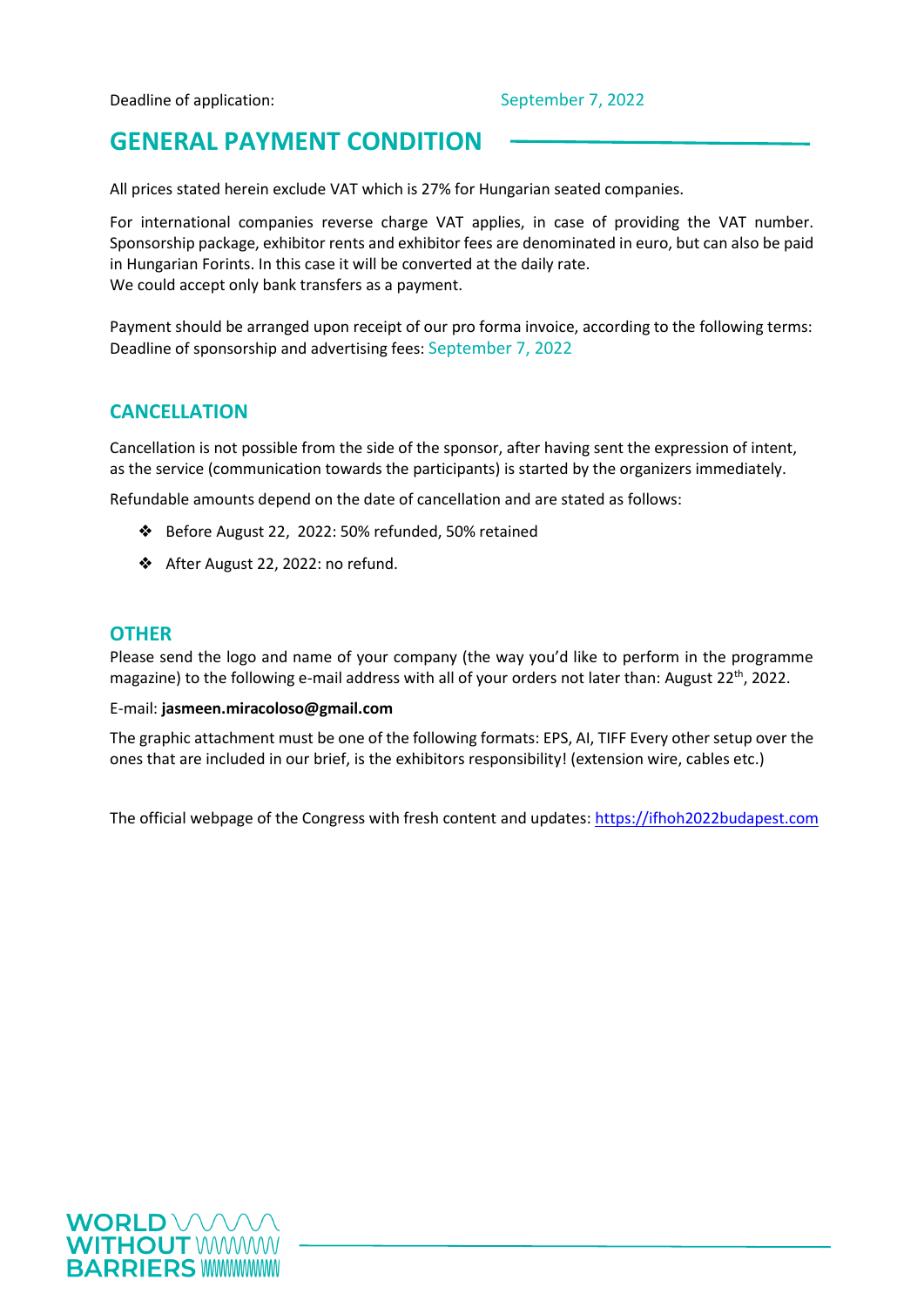Deadline of application: September 7, 2022

## GENERAL PAYMENT CONDITION

All prices stated herein exclude VAT which is 27% for Hungarian seated companies.

For international companies reverse charge VAT applies, in case of providing the VAT number. Sponsorship package, exhibitor rents and exhibitor fees are denominated in euro, but can also be paid in Hungarian Forints. In this case it will be converted at the daily rate.
We could accept only bank transfers as a payment.

Payment should be arranged upon receipt of our pro forma invoice, according to the following terms:
Deadline of sponsorship and advertising fees: September 7, 2022

## CANCELLATION

Cancellation is not possible from the side of the sponsor, after having sent the expression of intent, as the service (communication towards the participants) is started by the organizers immediately.

Refundable amounts depend on the date of cancellation and are stated as follows:

- Before August 22, 2022: 50% refunded, 50% retained
- After August 22, 2022: no refund.

## OTHER

Please send the logo and name of your company (the way you'd like to perform in the programme magazine) to the following e-mail address with all of your orders not later than: August 22th, 2022.

E-mail: **jasmeen.miracoloso@gmail.com**

The graphic attachment must be one of the following formats: EPS, AI, TIFF Every other setup over the ones that are included in our brief, is the exhibitors responsibility! (extension wire, cables etc.)

The official webpage of the Congress with fresh content and updates: https://ifhoh2022budapest.com

WORLD WITHOUT BARRIERS